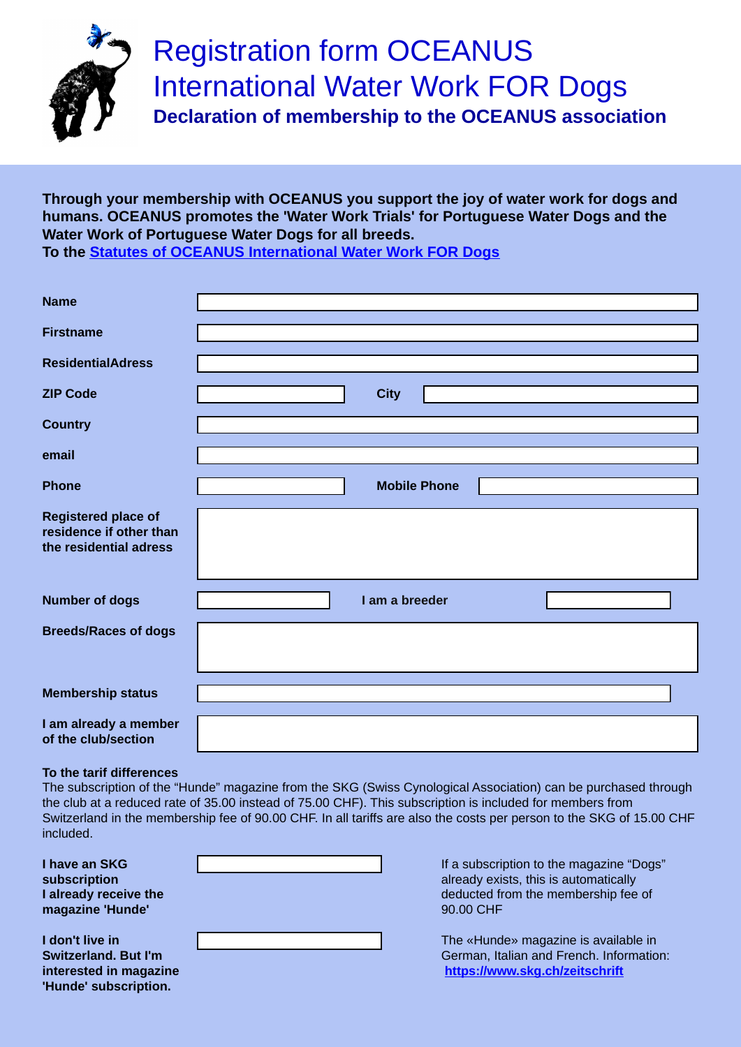# Registration form OCEANUS International Water Work FOR Dogs

## Declaration of membership to the OCEANUS association

**Through your membership with OCEANUS you support the joy of water work for dogs and humans. OCEANUS promotes the 'Water Work Trials' for Portuguese Water Dogs and the Water Work of Portuguese Water Dogs for all breeds.**
**To the Statutes of OCEANUS International Water Work FOR Dogs**

| | | | |
|---|---|---|---|
| **Name** | | | |
| **Firstname** | | | |
| **ResidentialAdress** | | | |
| **ZIP Code** | | **City** | |
| **Country** | | | |
| **email** | | | |
| **Phone** | | **Mobile Phone** | |
| **Registered place of residence if other than the residential adress** | | | |
| **Number of dogs** | | **I am a breeder** | |
| **Breeds/Races of dogs** | | | |
| **Membership status** | | | |
| **I am already a member of the club/section** | | | |

**To the tarif differences**
The subscription of the "Hunde" magazine from the SKG (Swiss Cynological Association) can be purchased through the club at a reduced rate of 35.00 instead of 75.00 CHF). This subscription is included for members from Switzerland in the membership fee of 90.00 CHF. In all tariffs are also the costs per person to the SKG of 15.00 CHF included.

| | | |
|---|---|---|
| **I have an SKG subscription I already receive the magazine 'Hunde'** | | If a subscription to the magazine "Dogs" already exists, this is automatically deducted from the membership fee of 90.00 CHF |
| **I don't live in Switzerland. But I'm interested in magazine 'Hunde' subscription.** | | The «Hunde» magazine is available in German, Italian and French. Information: **https://www.skg.ch/zeitschrift** |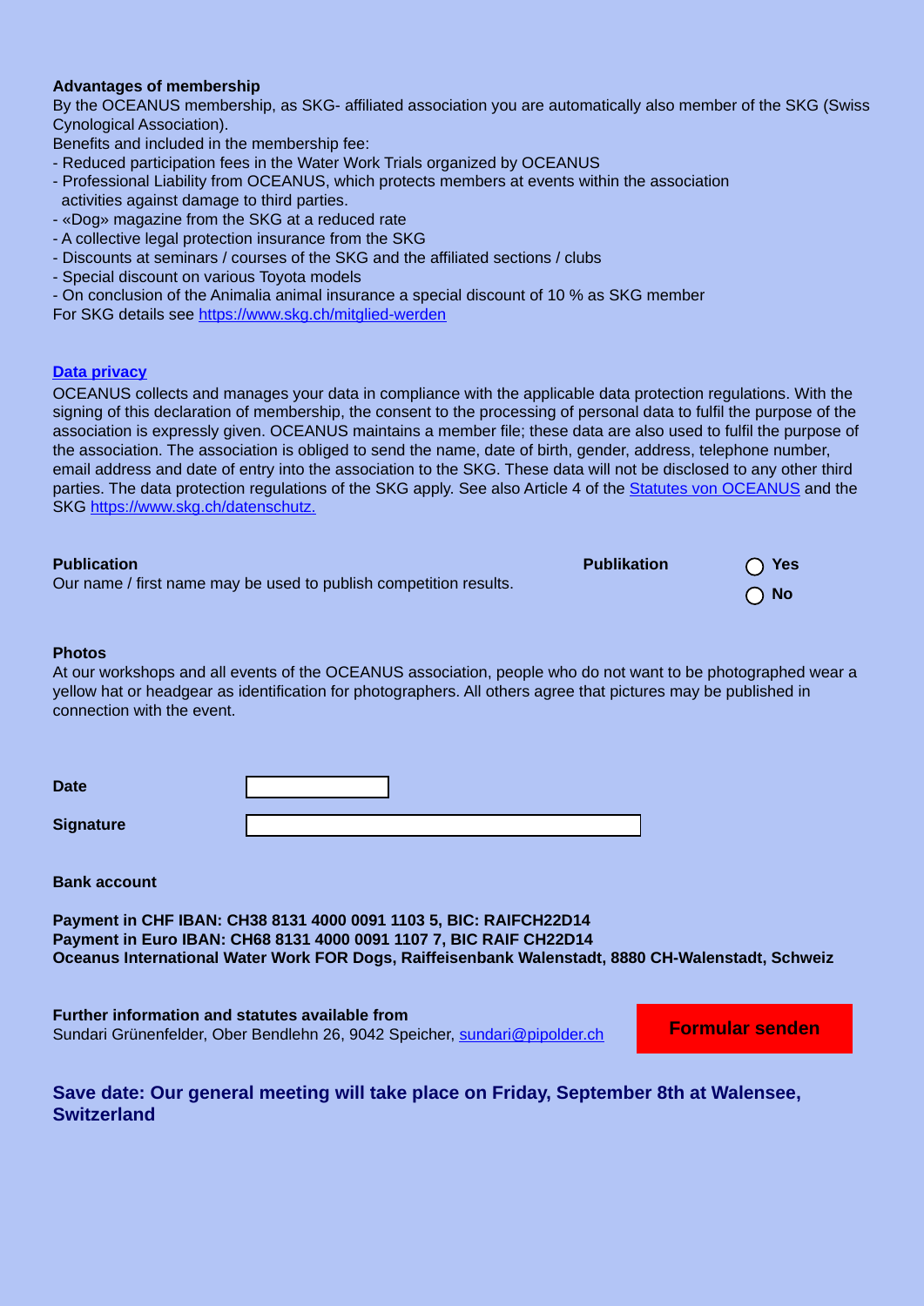**Advantages of membership**

By the OCEANUS membership, as SKG- affiliated association you are automatically also member of the SKG (Swiss Cynological Association).

Benefits and included in the membership fee:

- Reduced participation fees in the Water Work Trials organized by OCEANUS
- Professional Liability from OCEANUS, which protects members at events within the association activities against damage to third parties.
- «Dog» magazine from the SKG at a reduced rate
- A collective legal protection insurance from the SKG
- Discounts at seminars / courses of the SKG and the affiliated sections / clubs
- Special discount on various Toyota models
- On conclusion of the Animalia animal insurance a special discount of 10 % as SKG member

For SKG details see https://www.skg.ch/mitglied-werden

**Data privacy**

OCEANUS collects and manages your data in compliance with the applicable data protection regulations. With the signing of this declaration of membership, the consent to the processing of personal data to fulfil the purpose of the association is expressly given. OCEANUS maintains a member file; these data are also used to fulfil the purpose of the association. The association is obliged to send the name, date of birth, gender, address, telephone number, email address and date of entry into the association to the SKG. These data will not be disclosed to any other third parties. The data protection regulations of the SKG apply. See also Article 4 of the Statutes von OCEANUS and the SKG https://www.skg.ch/datenschutz.

**Publication**

Our name / first name may be used to publish competition results.

**Publikation** ◯ **Yes** ◯ **No**

**Photos**

At our workshops and all events of the OCEANUS association, people who do not want to be photographed wear a yellow hat or headgear as identification for photographers. All others agree that pictures may be published in connection with the event.

**Date** ______________

**Signature** ______________

**Bank account**

**Payment in CHF IBAN: CH38 8131 4000 0091 1103 5, BIC: RAIFCH22D14**
**Payment in Euro IBAN: CH68 8131 4000 0091 1107 7, BIC RAIF CH22D14**
**Oceanus International Water Work FOR Dogs, Raiffeisenbank Walenstadt, 8880 CH-Walenstadt, Schweiz**

**Further information and statutes available from**

Sundari Grünenfelder, Ober Bendlehn 26, 9042 Speicher, sundari@pipolder.ch

**Formular senden**

**Save date: Our general meeting will take place on Friday, September 8th at Walensee, Switzerland**